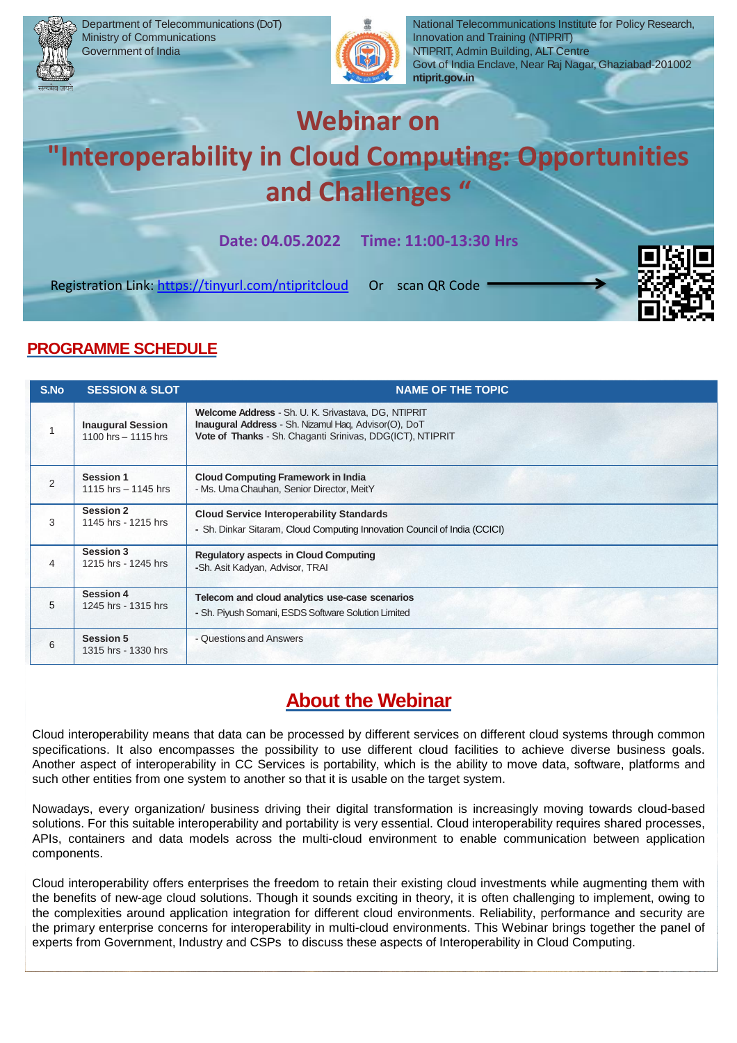Department of Telecommunications (DoT)
Ministry of Communications
Government of India

National Telecommunications Institute for Policy Research, Innovation and Training (NTIPRIT)
NTIPRIT, Admin Building, ALT Centre
Govt of India Enclave, Near Raj Nagar, Ghaziabad-201002
**ntiprit.gov.in**

# Webinar on "Interoperability in Cloud Computing: Opportunities and Challenges "

**Date: 04.05.2022 Time: 11:00-13:30 Hrs**

Registration Link: https://tinyurl.com/ntipritcloud Or scan QR Code

## PROGRAMME SCHEDULE

| S.No | SESSION & SLOT | NAME OF THE TOPIC |
|---|---|---|
| 1 | **Inaugural Session** 1100 hrs – 1115 hrs | **Welcome Address** - Sh. U. K. Srivastava, DG, NTIPRIT<br>**Inaugural Address** - Sh. Nizamul Haq, Advisor(O), DoT<br>**Vote of Thanks** - Sh. Chaganti Srinivas, DDG(ICT), NTIPRIT |
| 2 | **Session 1** 1115 hrs – 1145 hrs | **Cloud Computing Framework in India**<br>- Ms. Uma Chauhan, Senior Director, MeitY |
| 3 | **Session 2** 1145 hrs - 1215 hrs | **Cloud Service Interoperability Standards**<br>- Sh. Dinkar Sitaram, Cloud Computing Innovation Council of India (CCICI) |
| 4 | **Session 3** 1215 hrs - 1245 hrs | **Regulatory aspects in Cloud Computing**<br>-Sh. Asit Kadyan, Advisor, TRAI |
| 5 | **Session 4** 1245 hrs - 1315 hrs | **Telecom and cloud analytics use-case scenarios**<br>- Sh. Piyush Somani, ESDS Software Solution Limited |
| 6 | **Session 5** 1315 hrs - 1330 hrs | - Questions and Answers |

## About the Webinar

Cloud interoperability means that data can be processed by different services on different cloud systems through common specifications. It also encompasses the possibility to use different cloud facilities to achieve diverse business goals. Another aspect of interoperability in CC Services is portability, which is the ability to move data, software, platforms and such other entities from one system to another so that it is usable on the target system.

Nowadays, every organization/ business driving their digital transformation is increasingly moving towards cloud-based solutions. For this suitable interoperability and portability is very essential. Cloud interoperability requires shared processes, APIs, containers and data models across the multi-cloud environment to enable communication between application components.

Cloud interoperability offers enterprises the freedom to retain their existing cloud investments while augmenting them with the benefits of new-age cloud solutions. Though it sounds exciting in theory, it is often challenging to implement, owing to the complexities around application integration for different cloud environments. Reliability, performance and security are the primary enterprise concerns for interoperability in multi-cloud environments. This Webinar brings together the panel of experts from Government, Industry and CSPs to discuss these aspects of Interoperability in Cloud Computing.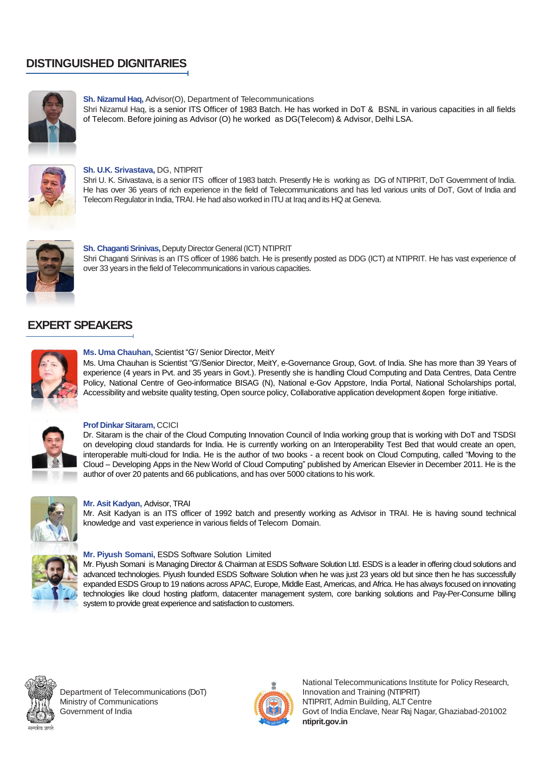## DISTINGUISHED DIGNITARIES

**Sh. Nizamul Haq,** Advisor(O), Department of Telecommunications
Shri Nizamul Haq, is a senior ITS Officer of 1983 Batch. He has worked in DoT & BSNL in various capacities in all fields of Telecom. Before joining as Advisor (O) he worked as DG(Telecom) & Advisor, Delhi LSA.

**Sh. U.K. Srivastava,** DG, NTIPRIT
Shri U. K. Srivastava, is a senior ITS officer of 1983 batch. Presently He is working as DG of NTIPRIT, DoT Government of India. He has over 36 years of rich experience in the field of Telecommunications and has led various units of DoT, Govt of India and Telecom Regulator in India, TRAI. He had also worked in ITU at Iraq and its HQ at Geneva.

**Sh. Chaganti Srinivas,** Deputy Director General (ICT) NTIPRIT
Shri Chaganti Srinivas is an ITS officer of 1986 batch. He is presently posted as DDG (ICT) at NTIPRIT. He has vast experience of over 33 years in the field of Telecommunications in various capacities.

## EXPERT SPEAKERS

**Ms. Uma Chauhan,** Scientist "G"/ Senior Director, MeitY
Ms. Uma Chauhan is Scientist "G"/Senior Director, MeitY, e-Governance Group, Govt. of India. She has more than 39 Years of experience (4 years in Pvt. and 35 years in Govt.). Presently she is handling Cloud Computing and Data Centres, Data Centre Policy, National Centre of Geo-informatice BISAG (N), National e-Gov Appstore, India Portal, National Scholarships portal, Accessibility and website quality testing, Open source policy, Collaborative application development &open forge initiative.

**Prof Dinkar Sitaram,** CCICI
Dr. Sitaram is the chair of the Cloud Computing Innovation Council of India working group that is working with DoT and TSDSI on developing cloud standards for India. He is currently working on an Interoperability Test Bed that would create an open, interoperable multi-cloud for India. He is the author of two books - a recent book on Cloud Computing, called "Moving to the Cloud – Developing Apps in the New World of Cloud Computing" published by American Elsevier in December 2011. He is the author of over 20 patents and 66 publications, and has over 5000 citations to his work.

**Mr. Asit Kadyan,** Advisor, TRAI
Mr. Asit Kadyan is an ITS officer of 1992 batch and presently working as Advisor in TRAI. He is having sound technical knowledge and vast experience in various fields of Telecom Domain.

**Mr. Piyush Somani,** ESDS Software Solution Limited
Mr. Piyush Somani is Managing Director & Chairman at ESDS Software Solution Ltd. ESDS is a leader in offering cloud solutions and advanced technologies. Piyush founded ESDS Software Solution when he was just 23 years old but since then he has successfully expanded ESDS Group to 19 nations across APAC, Europe, Middle East, Americas, and Africa. He has always focused on innovating technologies like cloud hosting platform, datacenter management system, core banking solutions and Pay-Per-Consume billing system to provide great experience and satisfaction to customers.

सत्यमेव जयते

Department of Telecommunications (DoT)
Ministry of Communications
Government of India

National Telecommunications Institute for Policy Research, Innovation and Training (NTIPRIT)
NTIPRIT, Admin Building, ALT Centre
Govt of India Enclave, Near Raj Nagar, Ghaziabad-201002
**ntiprit.gov.in**